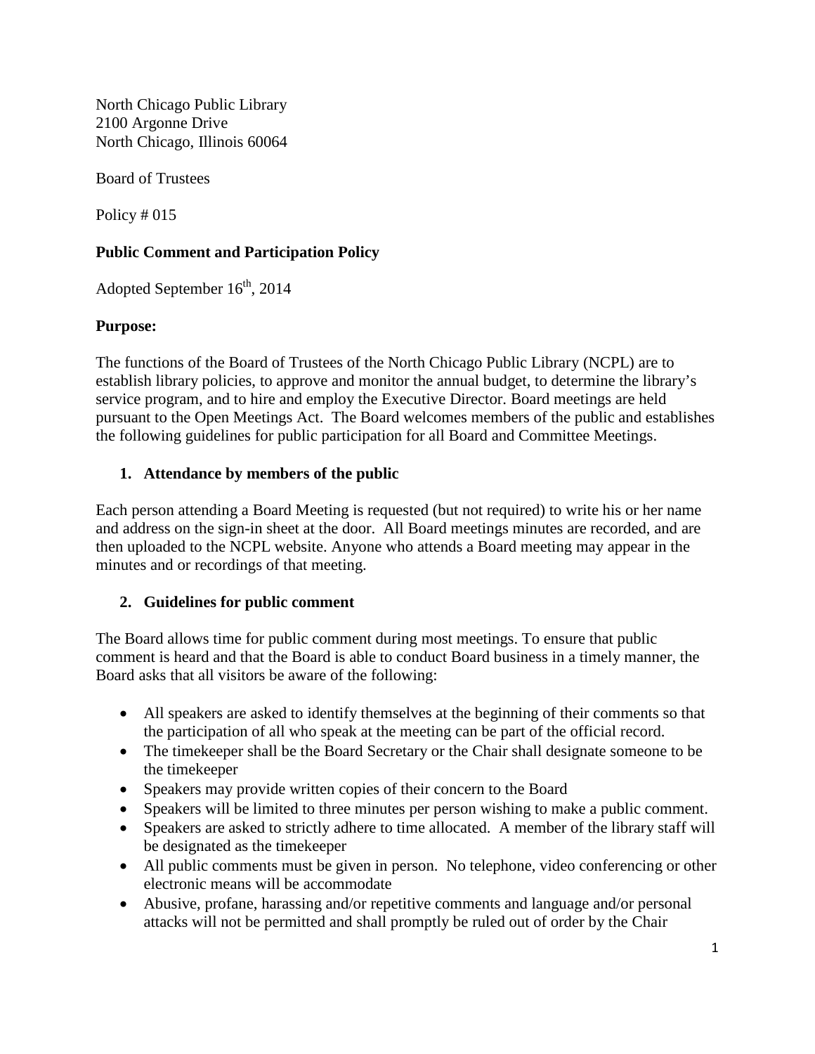North Chicago Public Library
2100 Argonne Drive
North Chicago, Illinois 60064

Board of Trustees

Policy # 015

**Public Comment and Participation Policy**

Adopted September 16th, 2014

**Purpose:**

The functions of the Board of Trustees of the North Chicago Public Library (NCPL) are to establish library policies, to approve and monitor the annual budget, to determine the library's service program, and to hire and employ the Executive Director. Board meetings are held pursuant to the Open Meetings Act. The Board welcomes members of the public and establishes the following guidelines for public participation for all Board and Committee Meetings.

**1. Attendance by members of the public**

Each person attending a Board Meeting is requested (but not required) to write his or her name and address on the sign-in sheet at the door. All Board meetings minutes are recorded, and are then uploaded to the NCPL website. Anyone who attends a Board meeting may appear in the minutes and or recordings of that meeting.

**2. Guidelines for public comment**

The Board allows time for public comment during most meetings. To ensure that public comment is heard and that the Board is able to conduct Board business in a timely manner, the Board asks that all visitors be aware of the following:

- All speakers are asked to identify themselves at the beginning of their comments so that the participation of all who speak at the meeting can be part of the official record.
- The timekeeper shall be the Board Secretary or the Chair shall designate someone to be the timekeeper
- Speakers may provide written copies of their concern to the Board
- Speakers will be limited to three minutes per person wishing to make a public comment.
- Speakers are asked to strictly adhere to time allocated. A member of the library staff will be designated as the timekeeper
- All public comments must be given in person. No telephone, video conferencing or other electronic means will be accommodate
- Abusive, profane, harassing and/or repetitive comments and language and/or personal attacks will not be permitted and shall promptly be ruled out of order by the Chair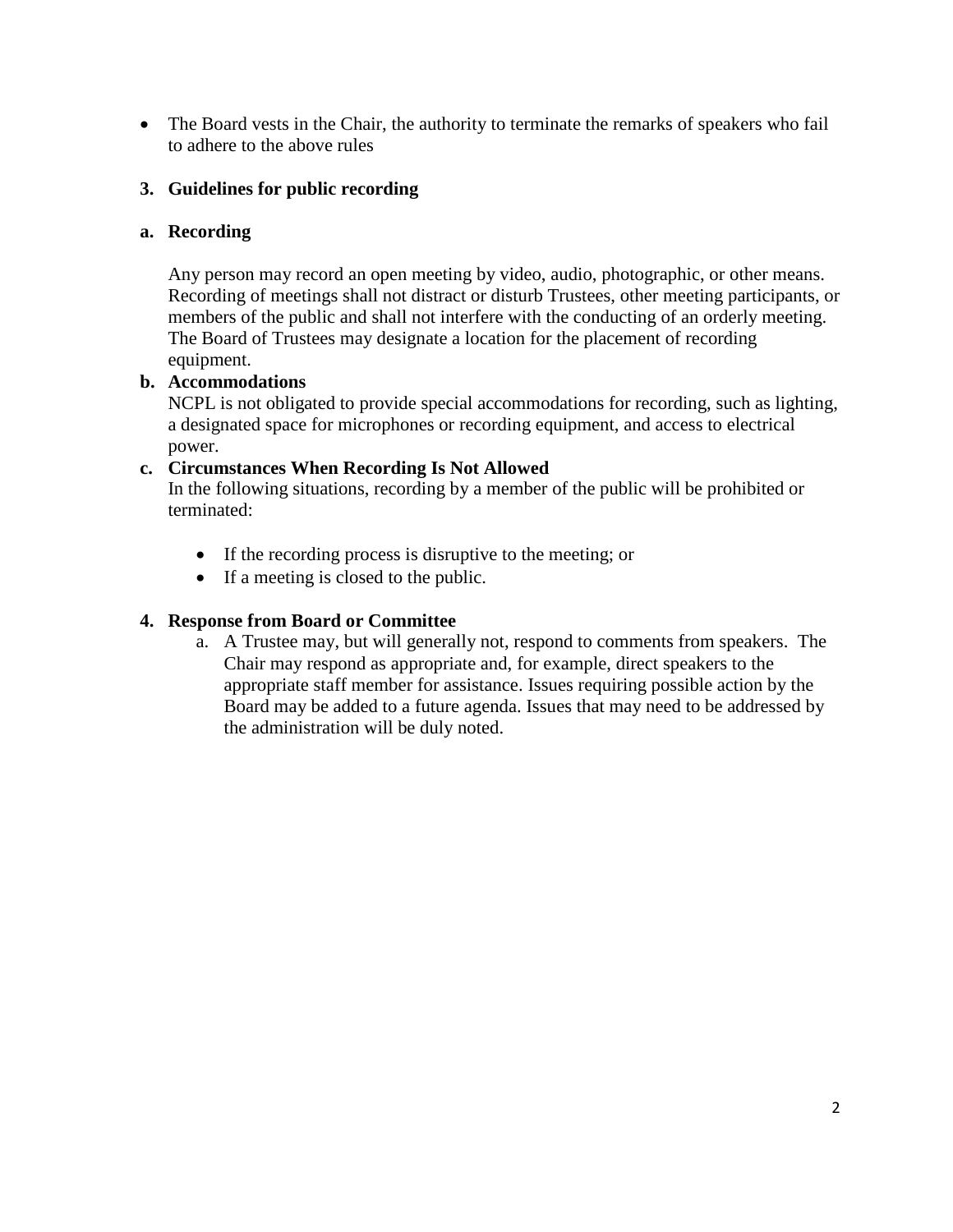- The Board vests in the Chair, the authority to terminate the remarks of speakers who fail to adhere to the above rules

**3. Guidelines for public recording**

**a. Recording**

Any person may record an open meeting by video, audio, photographic, or other means. Recording of meetings shall not distract or disturb Trustees, other meeting participants, or members of the public and shall not interfere with the conducting of an orderly meeting. The Board of Trustees may designate a location for the placement of recording equipment.

**b. Accommodations**

NCPL is not obligated to provide special accommodations for recording, such as lighting, a designated space for microphones or recording equipment, and access to electrical power.

**c. Circumstances When Recording Is Not Allowed**

In the following situations, recording by a member of the public will be prohibited or terminated:

- If the recording process is disruptive to the meeting; or
- If a meeting is closed to the public.

**4. Response from Board or Committee**

a. A Trustee may, but will generally not, respond to comments from speakers. The Chair may respond as appropriate and, for example, direct speakers to the appropriate staff member for assistance. Issues requiring possible action by the Board may be added to a future agenda. Issues that may need to be addressed by the administration will be duly noted.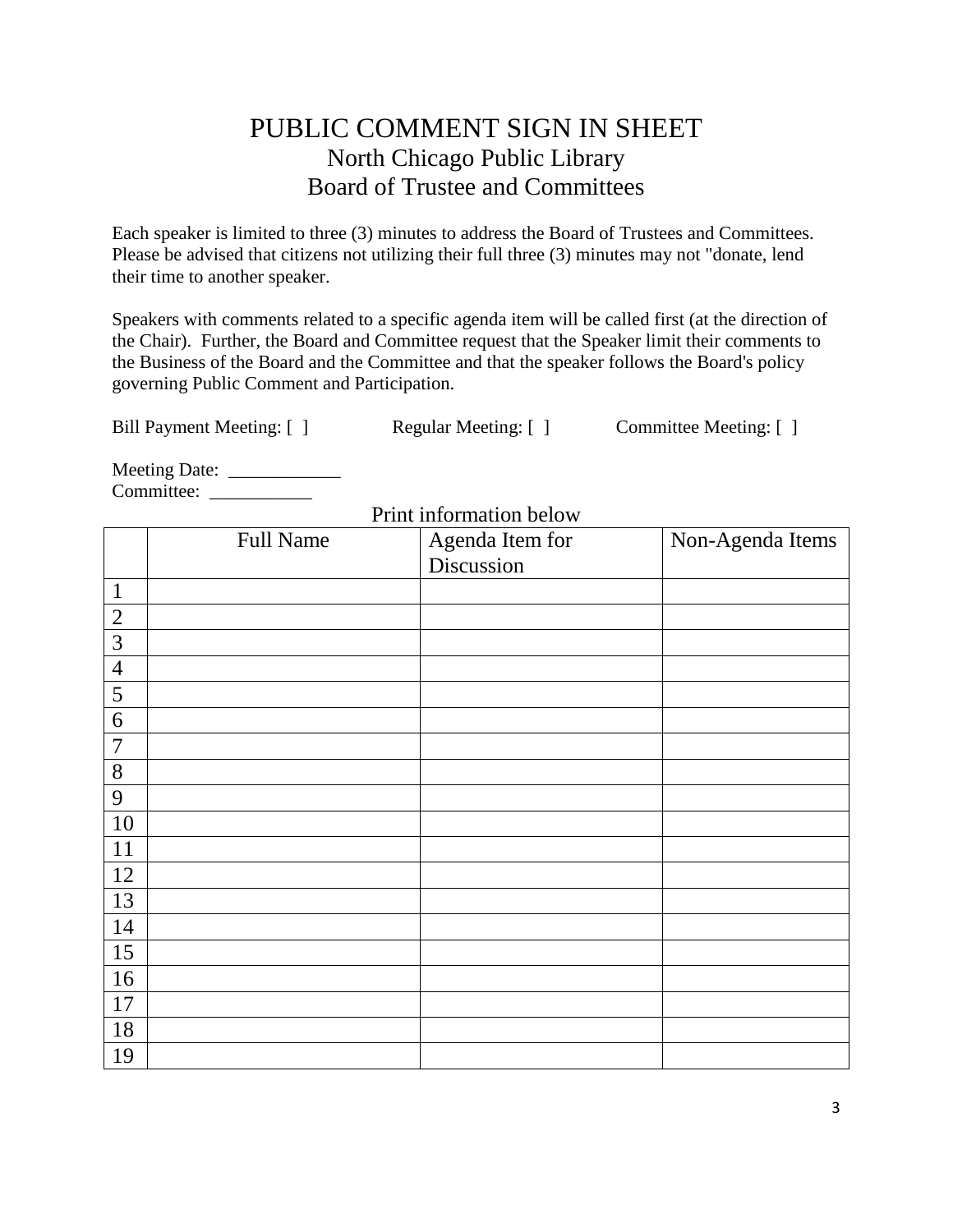# PUBLIC COMMENT SIGN IN SHEET

## North Chicago Public Library

## Board of Trustee and Committees

Each speaker is limited to three (3) minutes to address the Board of Trustees and Committees. Please be advised that citizens not utilizing their full three (3) minutes may not "donate, lend their time to another speaker.

Speakers with comments related to a specific agenda item will be called first (at the direction of the Chair). Further, the Board and Committee request that the Speaker limit their comments to the Business of the Board and the Committee and that the speaker follows the Board's policy governing Public Comment and Participation.

Bill Payment Meeting: [ ]     Regular Meeting: [ ]     Committee Meeting: [ ]

Meeting Date: ____________
Committee: ___________

Print information below

| | Full Name | Agenda Item for Discussion | Non-Agenda Items |
|---|---|---|---|
| 1 | | | |
| 2 | | | |
| 3 | | | |
| 4 | | | |
| 5 | | | |
| 6 | | | |
| 7 | | | |
| 8 | | | |
| 9 | | | |
| 10 | | | |
| 11 | | | |
| 12 | | | |
| 13 | | | |
| 14 | | | |
| 15 | | | |
| 16 | | | |
| 17 | | | |
| 18 | | | |
| 19 | | | |